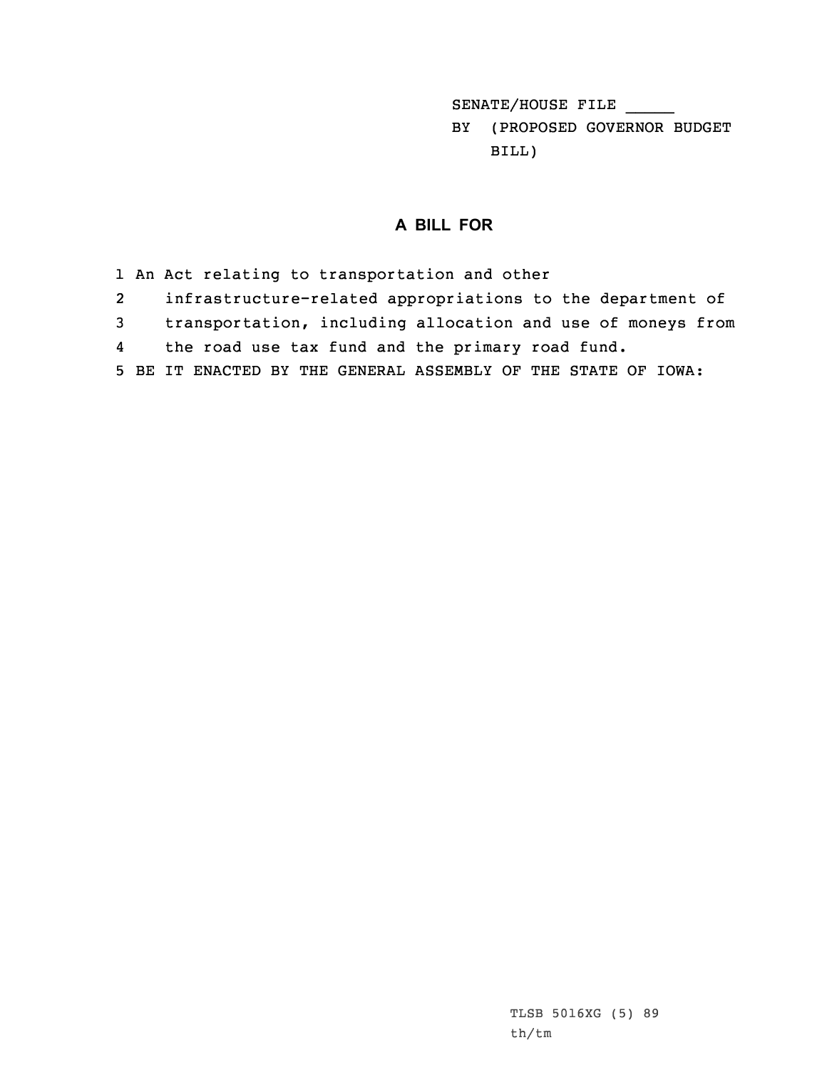SENATE/HOUSE FILE _____

BY (PROPOSED GOVERNOR BUDGET BILL)

## A BILL FOR

1 An Act relating to transportation and other
2 infrastructure-related appropriations to the department of
3 transportation, including allocation and use of moneys from
4 the road use tax fund and the primary road fund.
5 BE IT ENACTED BY THE GENERAL ASSEMBLY OF THE STATE OF IOWA:

TLSB 5016XG (5) 89
th/tm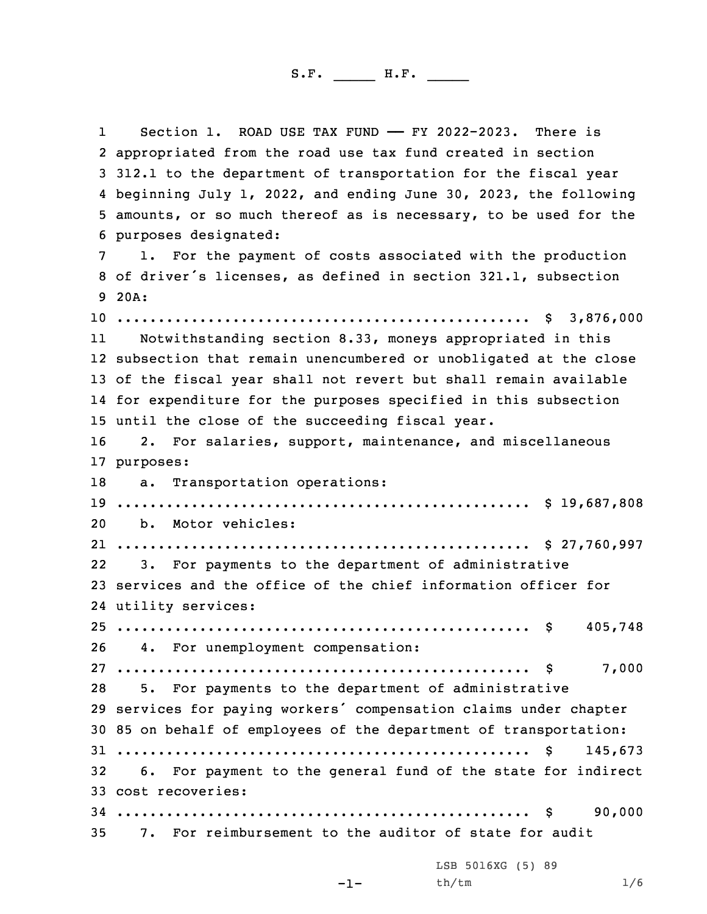S.F. _____ H.F. _____

Section 1. ROAD USE TAX FUND —— FY 2022-2023. There is appropriated from the road use tax fund created in section 312.1 to the department of transportation for the fiscal year beginning July 1, 2022, and ending June 30, 2023, the following amounts, or so much thereof as is necessary, to be used for the purposes designated:

1. For the payment of costs associated with the production of driver's licenses, as defined in section 321.1, subsection 20A:

.................................................. $ 3,876,000

Notwithstanding section 8.33, moneys appropriated in this subsection that remain unencumbered or unobligated at the close of the fiscal year shall not revert but shall remain available for expenditure for the purposes specified in this subsection until the close of the succeeding fiscal year.

2. For salaries, support, maintenance, and miscellaneous purposes:

a. Transportation operations:

.................................................. $ 19,687,808

b. Motor vehicles:

.................................................. $ 27,760,997

3. For payments to the department of administrative services and the office of the chief information officer for utility services:

.................................................. $ 405,748

4. For unemployment compensation:

.................................................. $ 7,000

5. For payments to the department of administrative services for paying workers' compensation claims under chapter 85 on behalf of employees of the department of transportation:

.................................................. $ 145,673

6. For payment to the general fund of the state for indirect cost recoveries:

.................................................. $ 90,000

7. For reimbursement to the auditor of state for audit

LSB 5016XG (5) 89

th/tm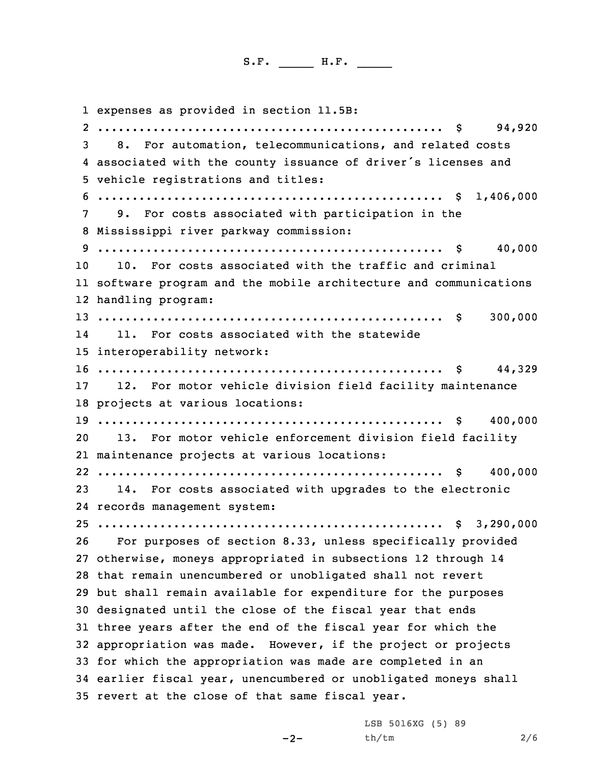expenses as provided in section 11.5B:

.................................................. $ 94,920

8. For automation, telecommunications, and related costs associated with the county issuance of driver's licenses and vehicle registrations and titles:

.................................................. $ 1,406,000

9. For costs associated with participation in the Mississippi river parkway commission:

.................................................. $ 40,000

10. For costs associated with the traffic and criminal software program and the mobile architecture and communications handling program:

.................................................. $ 300,000

11. For costs associated with the statewide interoperability network:

.................................................. $ 44,329

12. For motor vehicle division field facility maintenance projects at various locations:

.................................................. $ 400,000

13. For motor vehicle enforcement division field facility maintenance projects at various locations:

.................................................. $ 400,000

14. For costs associated with upgrades to the electronic records management system:

.................................................. $ 3,290,000

For purposes of section 8.33, unless specifically provided otherwise, moneys appropriated in subsections 12 through 14 that remain unencumbered or unobligated shall not revert but shall remain available for expenditure for the purposes designated until the close of the fiscal year that ends three years after the end of the fiscal year for which the appropriation was made. However, if the project or projects for which the appropriation was made are completed in an earlier fiscal year, unencumbered or unobligated moneys shall revert at the close of that same fiscal year.

LSB 5016XG (5) 89
th/tm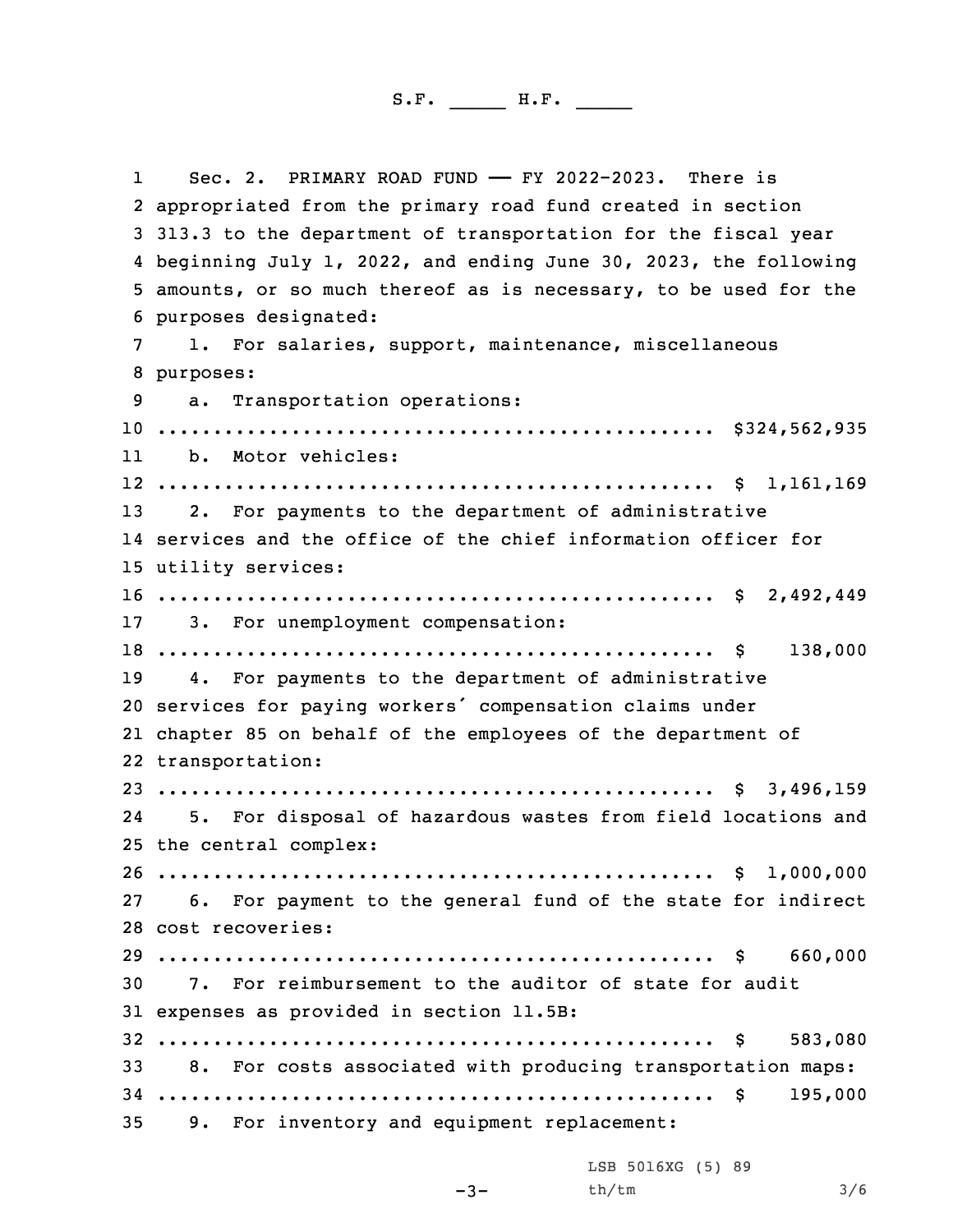S.F. _____ H.F. _____

Sec. 2. PRIMARY ROAD FUND —— FY 2022-2023. There is appropriated from the primary road fund created in section 313.3 to the department of transportation for the fiscal year beginning July 1, 2022, and ending June 30, 2023, the following amounts, or so much thereof as is necessary, to be used for the purposes designated:

1. For salaries, support, maintenance, miscellaneous purposes:

a. Transportation operations:
.................................................. $324,562,935

b. Motor vehicles:
.................................................. $ 1,161,169

2. For payments to the department of administrative services and the office of the chief information officer for utility services:
.................................................. $ 2,492,449

3. For unemployment compensation:
.................................................. $ 138,000

4. For payments to the department of administrative services for paying workers' compensation claims under chapter 85 on behalf of the employees of the department of transportation:
.................................................. $ 3,496,159

5. For disposal of hazardous wastes from field locations and the central complex:
.................................................. $ 1,000,000

6. For payment to the general fund of the state for indirect cost recoveries:
.................................................. $ 660,000

7. For reimbursement to the auditor of state for audit expenses as provided in section 11.5B:
.................................................. $ 583,080

8. For costs associated with producing transportation maps:
.................................................. $ 195,000

9. For inventory and equipment replacement:

LSB 5016XG (5) 89
th/tm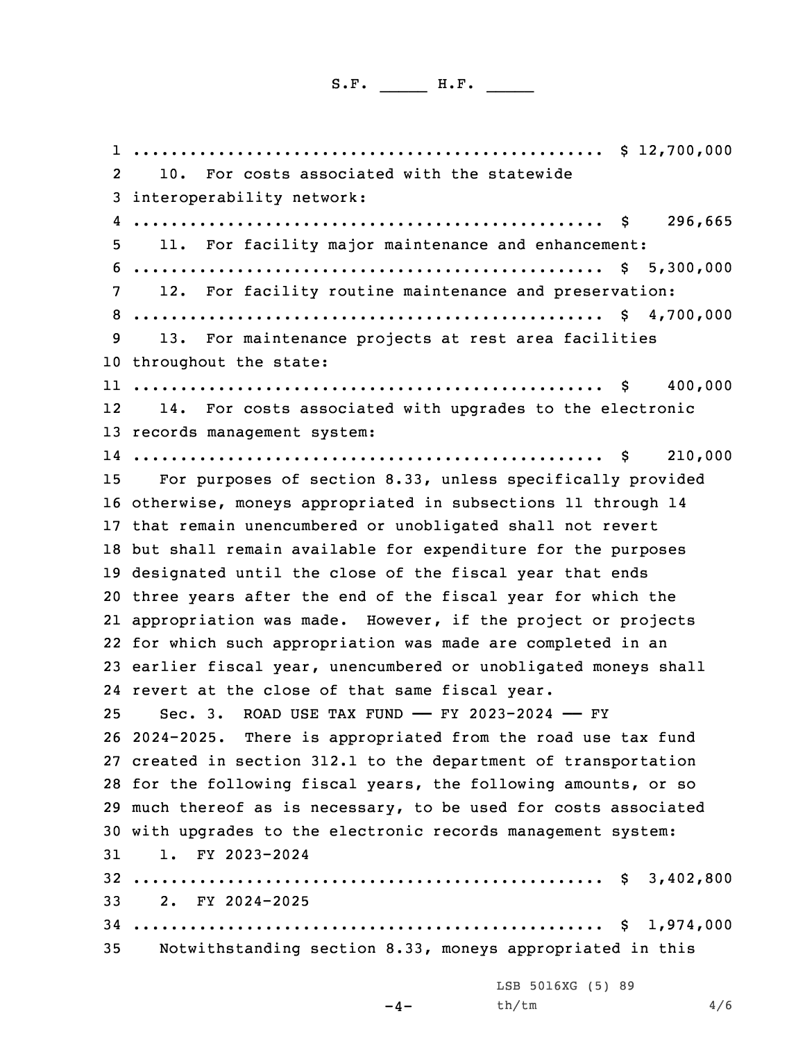.................................................. $ 12,700,000

10. For costs associated with the statewide interoperability network:

.................................................. $ 296,665

11. For facility major maintenance and enhancement:

.................................................. $ 5,300,000

12. For facility routine maintenance and preservation:

.................................................. $ 4,700,000

13. For maintenance projects at rest area facilities throughout the state:

.................................................. $ 400,000

14. For costs associated with upgrades to the electronic records management system:

.................................................. $ 210,000

For purposes of section 8.33, unless specifically provided otherwise, moneys appropriated in subsections 11 through 14 that remain unencumbered or unobligated shall not revert but shall remain available for expenditure for the purposes designated until the close of the fiscal year that ends three years after the end of the fiscal year for which the appropriation was made. However, if the project or projects for which such appropriation was made are completed in an earlier fiscal year, unencumbered or unobligated moneys shall revert at the close of that same fiscal year.

Sec. 3. ROAD USE TAX FUND —— FY 2023-2024 —— FY 2024-2025. There is appropriated from the road use tax fund created in section 312.1 to the department of transportation for the following fiscal years, the following amounts, or so much thereof as is necessary, to be used for costs associated with upgrades to the electronic records management system:

1. FY 2023-2024

.................................................. $ 3,402,800

2. FY 2024-2025

.................................................. $ 1,974,000

Notwithstanding section 8.33, moneys appropriated in this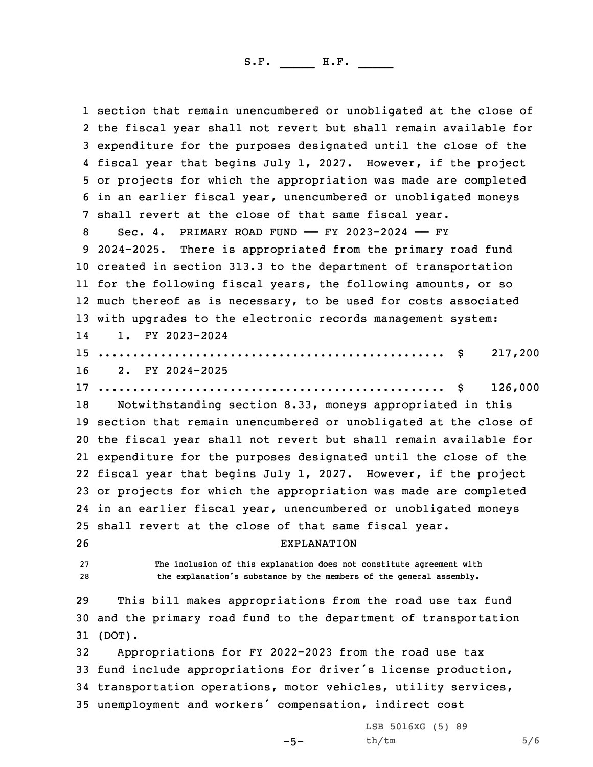section that remain unencumbered or unobligated at the close of the fiscal year shall not revert but shall remain available for expenditure for the purposes designated until the close of the fiscal year that begins July 1, 2027. However, if the project or projects for which the appropriation was made are completed in an earlier fiscal year, unencumbered or unobligated moneys shall revert at the close of that same fiscal year.

Sec. 4. PRIMARY ROAD FUND —— FY 2023-2024 —— FY 2024-2025. There is appropriated from the primary road fund created in section 313.3 to the department of transportation for the following fiscal years, the following amounts, or so much thereof as is necessary, to be used for costs associated with upgrades to the electronic records management system:

1. FY 2023-2024

.................................................. $ 217,200

2. FY 2024-2025

.................................................. $ 126,000

Notwithstanding section 8.33, moneys appropriated in this section that remain unencumbered or unobligated at the close of the fiscal year shall not revert but shall remain available for expenditure for the purposes designated until the close of the fiscal year that begins July 1, 2027. However, if the project or projects for which the appropriation was made are completed in an earlier fiscal year, unencumbered or unobligated moneys shall revert at the close of that same fiscal year.

## EXPLANATION

**The inclusion of this explanation does not constitute agreement with the explanation's substance by the members of the general assembly.**

This bill makes appropriations from the road use tax fund and the primary road fund to the department of transportation (DOT).

Appropriations for FY 2022-2023 from the road use tax fund include appropriations for driver's license production, transportation operations, motor vehicles, utility services, unemployment and workers' compensation, indirect cost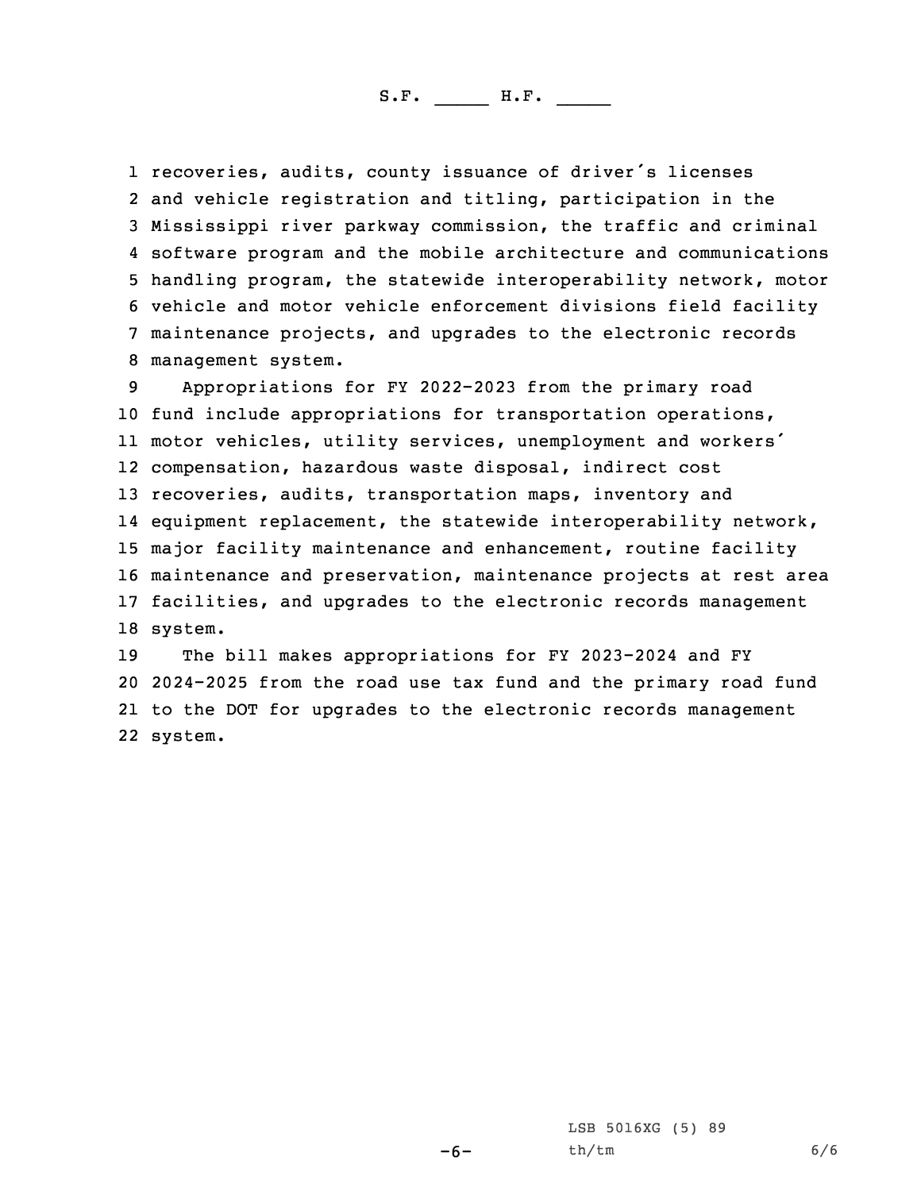recoveries, audits, county issuance of driver's licenses and vehicle registration and titling, participation in the Mississippi river parkway commission, the traffic and criminal software program and the mobile architecture and communications handling program, the statewide interoperability network, motor vehicle and motor vehicle enforcement divisions field facility maintenance projects, and upgrades to the electronic records management system.

Appropriations for FY 2022-2023 from the primary road fund include appropriations for transportation operations, motor vehicles, utility services, unemployment and workers' compensation, hazardous waste disposal, indirect cost recoveries, audits, transportation maps, inventory and equipment replacement, the statewide interoperability network, major facility maintenance and enhancement, routine facility maintenance and preservation, maintenance projects at rest area facilities, and upgrades to the electronic records management system.

The bill makes appropriations for FY 2023-2024 and FY 2024-2025 from the road use tax fund and the primary road fund to the DOT for upgrades to the electronic records management system.

LSB 5016XG (5) 89
th/tm